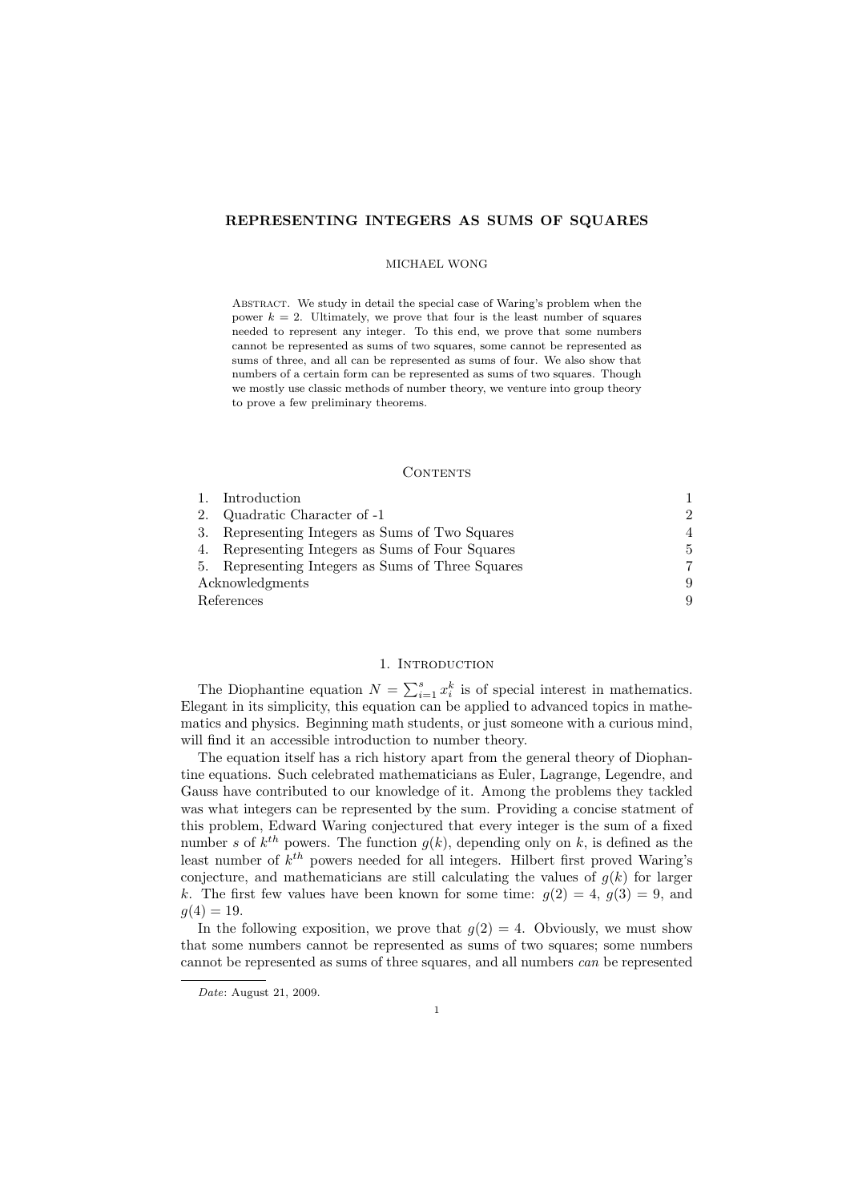# REPRESENTING INTEGERS AS SUMS OF SQUARES

MICHAEL WONG

ABSTRACT. We study in detail the special case of Waring's problem when the power $k = 2$. Ultimately, we prove that four is the least number of squares needed to represent any integer. To this end, we prove that some numbers cannot be represented as sums of two squares, some cannot be represented as sums of three, and all can be represented as sums of four. We also show that numbers of a certain form can be represented as sums of two squares. Though we mostly use classic methods of number theory, we venture into group theory to prove a few preliminary theorems.

## CONTENTS

| | |
|---|---|
| 1. Introduction | 1 |
| 2. Quadratic Character of -1 | 2 |
| 3. Representing Integers as Sums of Two Squares | 4 |
| 4. Representing Integers as Sums of Four Squares | 5 |
| 5. Representing Integers as Sums of Three Squares | 7 |
| Acknowledgments | 9 |
| References | 9 |

## 1. INTRODUCTION

The Diophantine equation $N = \sum_{i=1}^{s} x_i^k$ is of special interest in mathematics. Elegant in its simplicity, this equation can be applied to advanced topics in mathematics and physics. Beginning math students, or just someone with a curious mind, will find it an accessible introduction to number theory.

The equation itself has a rich history apart from the general theory of Diophantine equations. Such celebrated mathematicians as Euler, Lagrange, Legendre, and Gauss have contributed to our knowledge of it. Among the problems they tackled was what integers can be represented by the sum. Providing a concise statment of this problem, Edward Waring conjectured that every integer is the sum of a fixed number $s$ of $k^{th}$ powers. The function $g(k)$, depending only on $k$, is defined as the least number of $k^{th}$ powers needed for all integers. Hilbert first proved Waring's conjecture, and mathematicians are still calculating the values of $g(k)$ for larger $k$. The first few values have been known for some time: $g(2) = 4$, $g(3) = 9$, and $g(4) = 19$.

In the following exposition, we prove that $g(2) = 4$. Obviously, we must show that some numbers cannot be represented as sums of two squares; some numbers cannot be represented as sums of three squares, and all numbers *can* be represented

*Date*: August 21, 2009.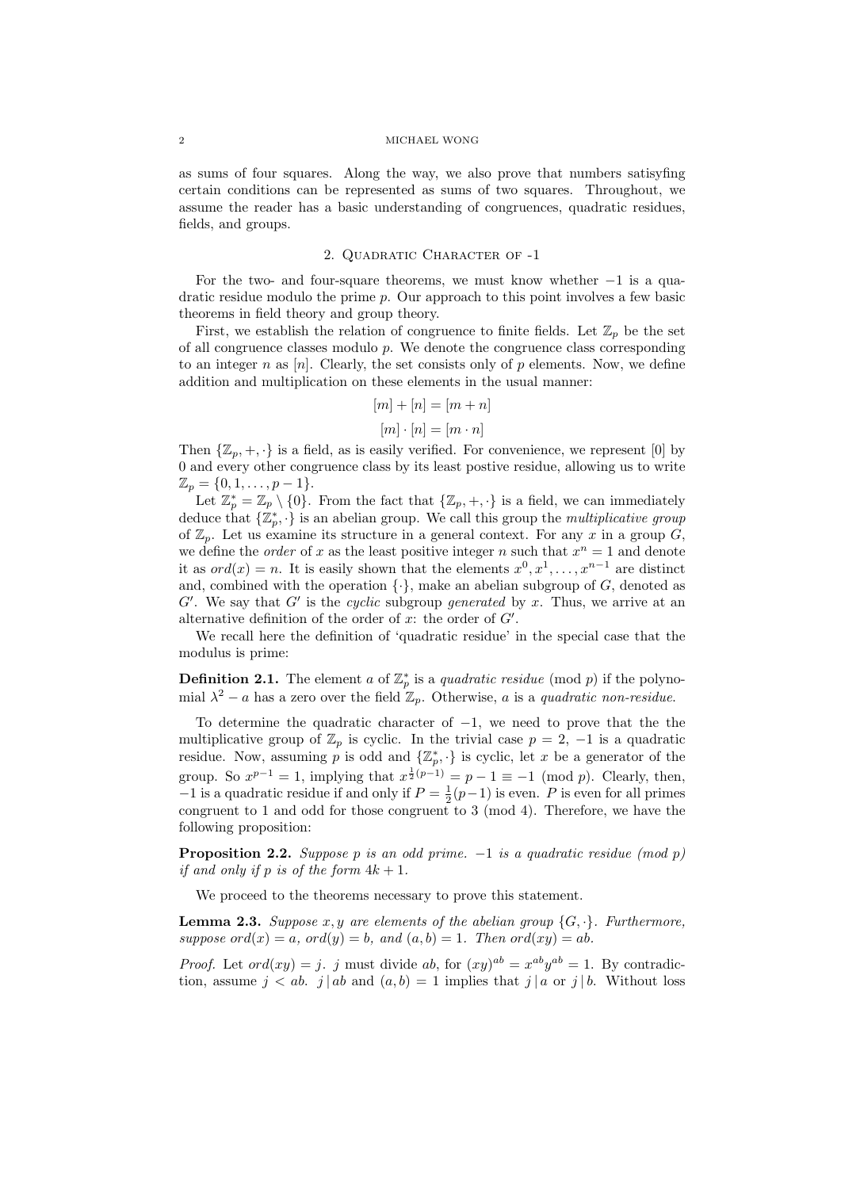as sums of four squares. Along the way, we also prove that numbers satisyfing certain conditions can be represented as sums of two squares. Throughout, we assume the reader has a basic understanding of congruences, quadratic residues, fields, and groups.

## 2. Quadratic Character of -1

For the two- and four-square theorems, we must know whether $-1$ is a quadratic residue modulo the prime $p$. Our approach to this point involves a few basic theorems in field theory and group theory.

First, we establish the relation of congruence to finite fields. Let $\mathbb{Z}_p$ be the set of all congruence classes modulo $p$. We denote the congruence class corresponding to an integer $n$ as $[n]$. Clearly, the set consists only of $p$ elements. Now, we define addition and multiplication on these elements in the usual manner:

$$[m] + [n] = [m + n]$$

$$[m] \cdot [n] = [m \cdot n]$$

Then $\{\mathbb{Z}_p, +, \cdot\}$ is a field, as is easily verified. For convenience, we represent $[0]$ by 0 and every other congruence class by its least postive residue, allowing us to write $\mathbb{Z}_p = \{0, 1, \dots, p-1\}$.

Let $\mathbb{Z}_p^* = \mathbb{Z}_p \setminus \{0\}$. From the fact that $\{\mathbb{Z}_p, +, \cdot\}$ is a field, we can immediately deduce that $\{\mathbb{Z}_p^*, \cdot\}$ is an abelian group. We call this group the *multiplicative group* of $\mathbb{Z}_p$. Let us examine its structure in a general context. For any $x$ in a group $G$, we define the *order* of $x$ as the least positive integer $n$ such that $x^n = 1$ and denote it as $ord(x) = n$. It is easily shown that the elements $x^0, x^1, \dots, x^{n-1}$ are distinct and, combined with the operation $\{\cdot\}$, make an abelian subgroup of $G$, denoted as $G'$. We say that $G'$ is the *cyclic* subgroup *generated* by $x$. Thus, we arrive at an alternative definition of the order of $x$: the order of $G'$.

We recall here the definition of 'quadratic residue' in the special case that the modulus is prime:

**Definition 2.1.** The element $a$ of $\mathbb{Z}_p^*$ is a *quadratic residue* (mod $p$) if the polynomial $\lambda^2 - a$ has a zero over the field $\mathbb{Z}_p$. Otherwise, $a$ is a *quadratic non-residue*.

To determine the quadratic character of $-1$, we need to prove that the the multiplicative group of $\mathbb{Z}_p$ is cyclic. In the trivial case $p = 2$, $-1$ is a quadratic residue. Now, assuming $p$ is odd and $\{\mathbb{Z}_p^*, \cdot\}$ is cyclic, let $x$ be a generator of the group. So $x^{p-1} = 1$, implying that $x^{\frac{1}{2}(p-1)} = p - 1 \equiv -1 \pmod{p}$. Clearly, then, $-1$ is a quadratic residue if and only if $P = \frac{1}{2}(p-1)$ is even. $P$ is even for all primes congruent to 1 and odd for those congruent to 3 (mod 4). Therefore, we have the following proposition:

**Proposition 2.2.** *Suppose $p$ is an odd prime. $-1$ is a quadratic residue (mod $p$) if and only if $p$ is of the form $4k + 1$.*

We proceed to the theorems necessary to prove this statement.

**Lemma 2.3.** *Suppose $x, y$ are elements of the abelian group $\{G, \cdot\}$. Furthermore, suppose $ord(x) = a$, $ord(y) = b$, and $(a, b) = 1$. Then $ord(xy) = ab$.*

*Proof.* Let $ord(xy) = j$. $j$ must divide $ab$, for $(xy)^{ab} = x^{ab}y^{ab} = 1$. By contradiction, assume $j < ab$. $j \,|\, ab$ and $(a, b) = 1$ implies that $j \,|\, a$ or $j \,|\, b$. Without loss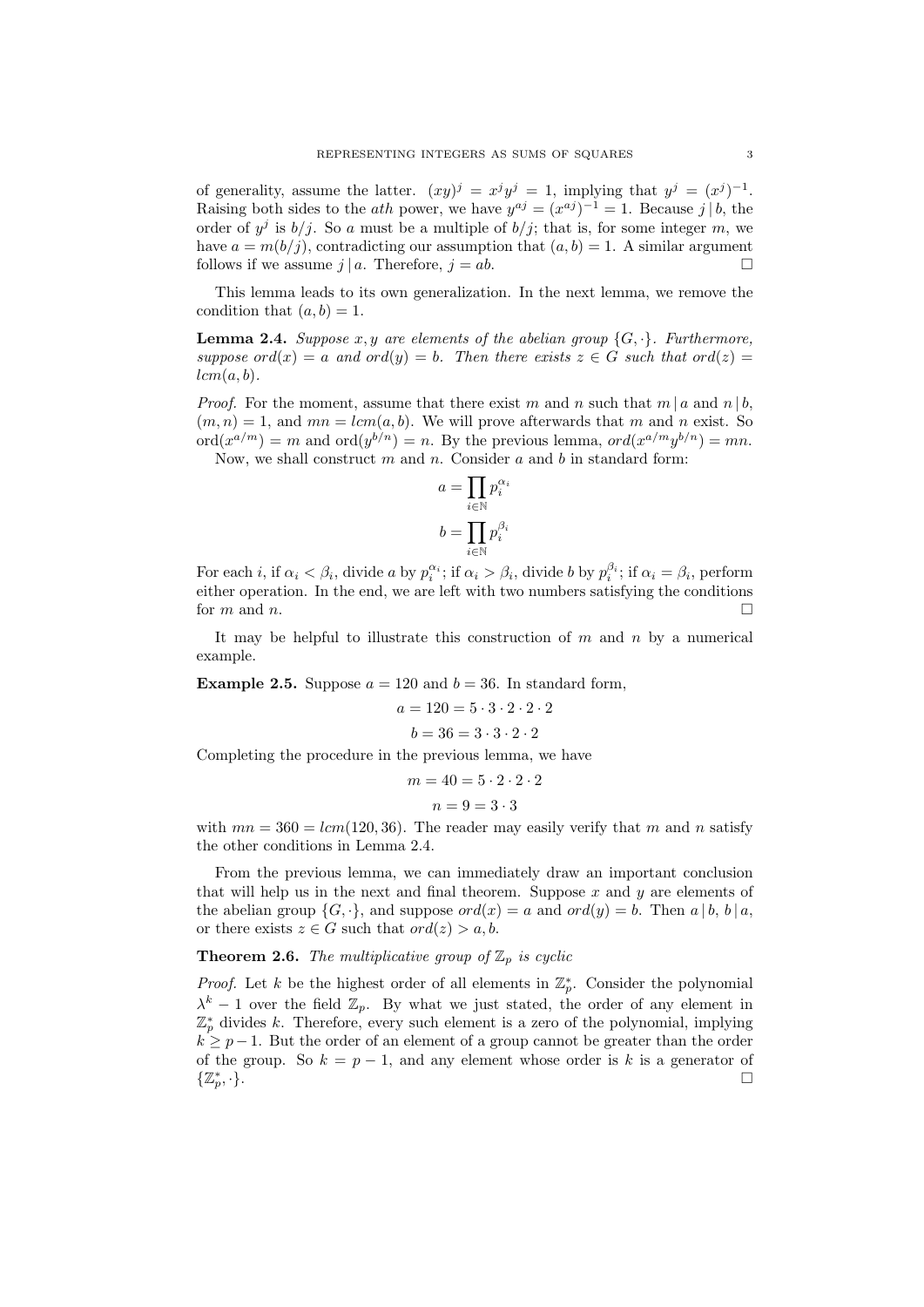of generality, assume the latter. $(xy)^j = x^j y^j = 1$, implying that $y^j = (x^j)^{-1}$. Raising both sides to the $ath$ power, we have $y^{aj} = (x^{aj})^{-1} = 1$. Because $j \mid b$, the order of $y^j$ is $b/j$. So $a$ must be a multiple of $b/j$; that is, for some integer $m$, we have $a = m(b/j)$, contradicting our assumption that $(a, b) = 1$. A similar argument follows if we assume $j \mid a$. Therefore, $j = ab$. □

This lemma leads to its own generalization. In the next lemma, we remove the condition that $(a, b) = 1$.

**Lemma 2.4.** *Suppose $x, y$ are elements of the abelian group $\{G, \cdot\}$. Furthermore, suppose $ord(x) = a$ and $ord(y) = b$. Then there exists $z \in G$ such that $ord(z) = lcm(a, b)$.*

*Proof.* For the moment, assume that there exist $m$ and $n$ such that $m \mid a$ and $n \mid b$, $(m, n) = 1$, and $mn = lcm(a, b)$. We will prove afterwards that $m$ and $n$ exist. So $\text{ord}(x^{a/m}) = m$ and $\text{ord}(y^{b/n}) = n$. By the previous lemma, $ord(x^{a/m} y^{b/n}) = mn$.

Now, we shall construct $m$ and $n$. Consider $a$ and $b$ in standard form:

$$a = \prod_{i \in \mathbb{N}} p_i^{\alpha_i}$$

$$b = \prod_{i \in \mathbb{N}} p_i^{\beta_i}$$

For each $i$, if $\alpha_i < \beta_i$, divide $a$ by $p_i^{\alpha_i}$; if $\alpha_i > \beta_i$, divide $b$ by $p_i^{\beta_i}$; if $\alpha_i = \beta_i$, perform either operation. In the end, we are left with two numbers satisfying the conditions for $m$ and $n$. □

It may be helpful to illustrate this construction of $m$ and $n$ by a numerical example.

**Example 2.5.** Suppose $a = 120$ and $b = 36$. In standard form,

$$a = 120 = 5 \cdot 3 \cdot 2 \cdot 2 \cdot 2$$

$$b = 36 = 3 \cdot 3 \cdot 2 \cdot 2$$

Completing the procedure in the previous lemma, we have

$$m = 40 = 5 \cdot 2 \cdot 2 \cdot 2$$

$$n = 9 = 3 \cdot 3$$

with $mn = 360 = lcm(120, 36)$. The reader may easily verify that $m$ and $n$ satisfy the other conditions in Lemma 2.4.

From the previous lemma, we can immediately draw an important conclusion that will help us in the next and final theorem. Suppose $x$ and $y$ are elements of the abelian group $\{G, \cdot\}$, and suppose $ord(x) = a$ and $ord(y) = b$. Then $a \mid b$, $b \mid a$, or there exists $z \in G$ such that $ord(z) > a, b$.

**Theorem 2.6.** *The multiplicative group of $\mathbb{Z}_p$ is cyclic*

*Proof.* Let $k$ be the highest order of all elements in $\mathbb{Z}_p^*$. Consider the polynomial $\lambda^k - 1$ over the field $\mathbb{Z}_p$. By what we just stated, the order of any element in $\mathbb{Z}_p^*$ divides $k$. Therefore, every such element is a zero of the polynomial, implying $k \geq p - 1$. But the order of an element of a group cannot be greater than the order of the group. So $k = p - 1$, and any element whose order is $k$ is a generator of $\{\mathbb{Z}_p^*, \cdot\}$. □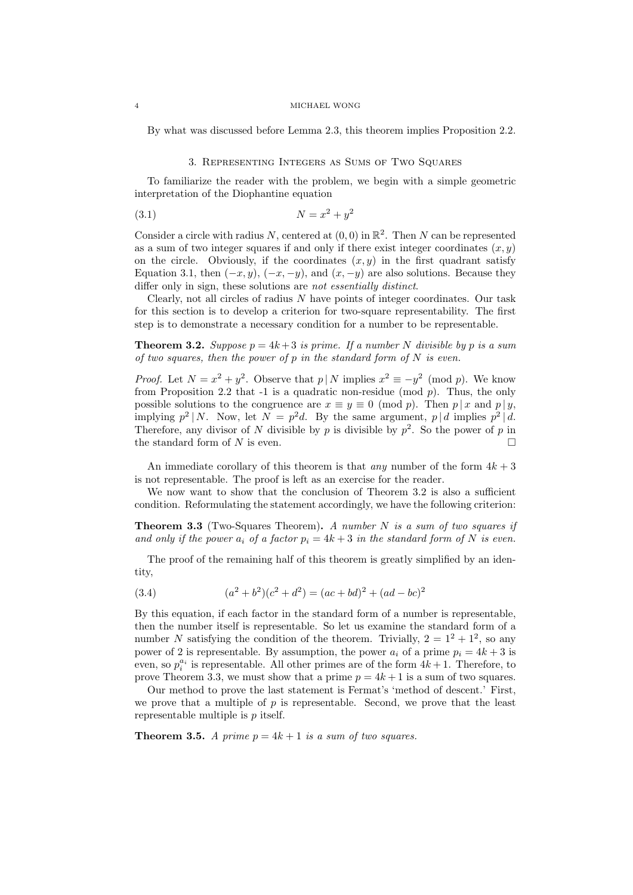By what was discussed before Lemma 2.3, this theorem implies Proposition 2.2.

## 3. Representing Integers as Sums of Two Squares

To familiarize the reader with the problem, we begin with a simple geometric interpretation of the Diophantine equation

$$N = x^2 + y^2 \tag{3.1}$$

Consider a circle with radius $N$, centered at $(0, 0)$ in $\mathbb{R}^2$. Then $N$ can be represented as a sum of two integer squares if and only if there exist integer coordinates $(x, y)$ on the circle. Obviously, if the coordinates $(x, y)$ in the first quadrant satisfy Equation 3.1, then $(-x, y)$, $(-x, -y)$, and $(x, -y)$ are also solutions. Because they differ only in sign, these solutions are *not essentially distinct*.

Clearly, not all circles of radius $N$ have points of integer coordinates. Our task for this section is to develop a criterion for two-square representability. The first step is to demonstrate a necessary condition for a number to be representable.

**Theorem 3.2.** *Suppose $p = 4k+3$ is prime. If a number $N$ divisible by $p$ is a sum of two squares, then the power of $p$ in the standard form of $N$ is even.*

*Proof.* Let $N = x^2 + y^2$. Observe that $p \mid N$ implies $x^2 \equiv -y^2 \pmod{p}$. We know from Proposition 2.2 that -1 is a quadratic non-residue (mod $p$). Thus, the only possible solutions to the congruence are $x \equiv y \equiv 0 \pmod{p}$. Then $p \mid x$ and $p \mid y$, implying $p^2 \mid N$. Now, let $N = p^2 d$. By the same argument, $p \mid d$ implies $p^2 \mid d$. Therefore, any divisor of $N$ divisible by $p$ is divisible by $p^2$. So the power of $p$ in the standard form of $N$ is even. □

An immediate corollary of this theorem is that *any* number of the form $4k + 3$ is not representable. The proof is left as an exercise for the reader.

We now want to show that the conclusion of Theorem 3.2 is also a sufficient condition. Reformulating the statement accordingly, we have the following criterion:

**Theorem 3.3** (Two-Squares Theorem)**.** *A number $N$ is a sum of two squares if and only if the power $a_i$ of a factor $p_i = 4k + 3$ in the standard form of $N$ is even.*

The proof of the remaining half of this theorem is greatly simplified by an identity,

$$(a^2 + b^2)(c^2 + d^2) = (ac + bd)^2 + (ad - bc)^2 \tag{3.4}$$

By this equation, if each factor in the standard form of a number is representable, then the number itself is representable. So let us examine the standard form of a number $N$ satisfying the condition of the theorem. Trivially, $2 = 1^2 + 1^2$, so any power of 2 is representable. By assumption, the power $a_i$ of a prime $p_i = 4k + 3$ is even, so $p_i^{a_i}$ is representable. All other primes are of the form $4k + 1$. Therefore, to prove Theorem 3.3, we must show that a prime $p = 4k + 1$ is a sum of two squares.

Our method to prove the last statement is Fermat's 'method of descent.' First, we prove that a multiple of $p$ is representable. Second, we prove that the least representable multiple is $p$ itself.

**Theorem 3.5.** *A prime $p = 4k + 1$ is a sum of two squares.*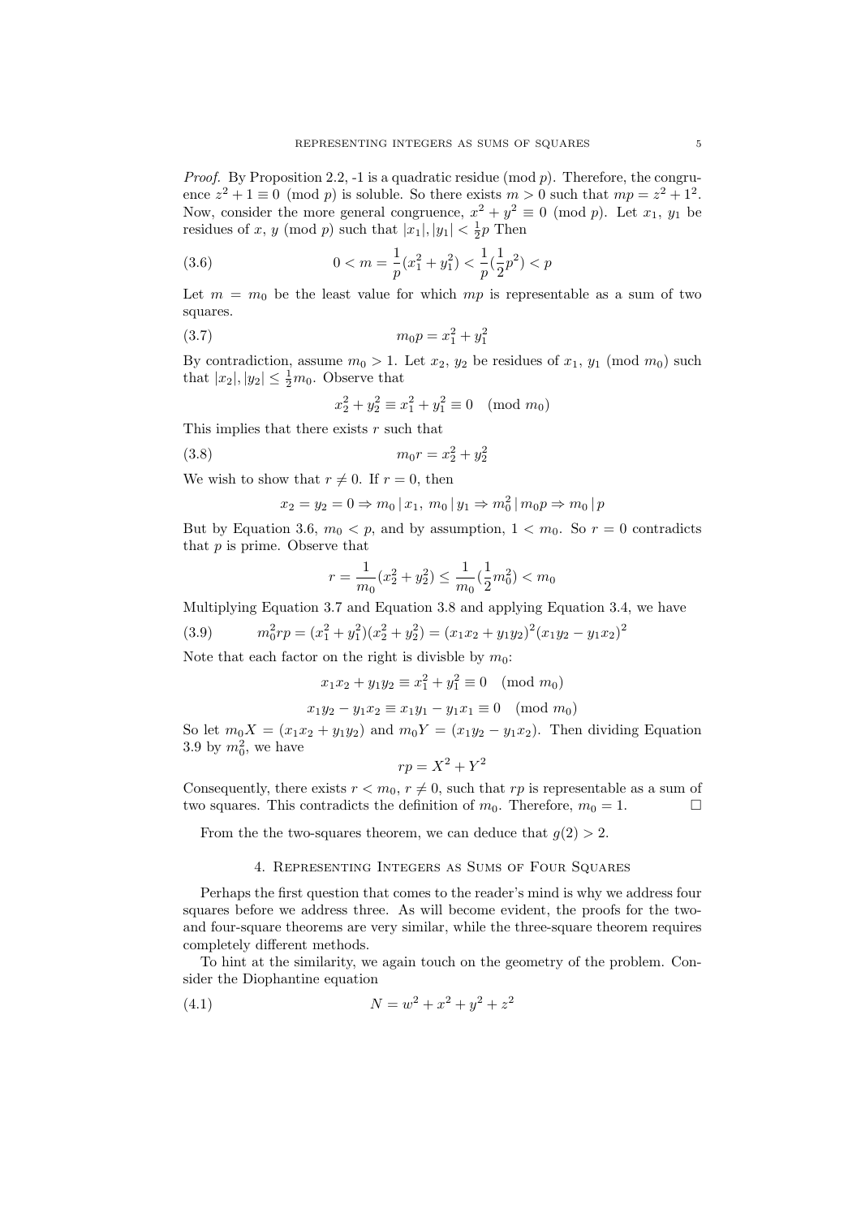*Proof.* By Proposition 2.2, -1 is a quadratic residue (mod $p$). Therefore, the congruence $z^2 + 1 \equiv 0 \pmod{p}$ is soluble. So there exists $m > 0$ such that $mp = z^2 + 1^2$. Now, consider the more general congruence, $x^2 + y^2 \equiv 0 \pmod{p}$. Let $x_1$, $y_1$ be residues of $x$, $y$ (mod $p$) such that $|x_1|, |y_1| < \frac{1}{2}p$ Then

$$0 < m = \frac{1}{p}(x_1^2 + y_1^2) < \frac{1}{p}(\frac{1}{2}p^2) < p \tag{3.6}$$

Let $m = m_0$ be the least value for which $mp$ is representable as a sum of two squares.

$$m_0 p = x_1^2 + y_1^2 \tag{3.7}$$

By contradiction, assume $m_0 > 1$. Let $x_2$, $y_2$ be residues of $x_1$, $y_1$ (mod $m_0$) such that $|x_2|, |y_2| \leq \frac{1}{2}m_0$. Observe that

$$x_2^2 + y_2^2 \equiv x_1^2 + y_1^2 \equiv 0 \pmod{m_0}$$

This implies that there exists $r$ such that

$$m_0 r = x_2^2 + y_2^2 \tag{3.8}$$

We wish to show that $r \neq 0$. If $r = 0$, then

$$x_2 = y_2 = 0 \Rightarrow m_0 \,|\, x_1,\ m_0 \,|\, y_1 \Rightarrow m_0^2 \,|\, m_0 p \Rightarrow m_0 \,|\, p$$

But by Equation 3.6, $m_0 < p$, and by assumption, $1 < m_0$. So $r = 0$ contradicts that $p$ is prime. Observe that

$$r = \frac{1}{m_0}(x_2^2 + y_2^2) \leq \frac{1}{m_0}(\frac{1}{2}m_0^2) < m_0$$

Multiplying Equation 3.7 and Equation 3.8 and applying Equation 3.4, we have

$$m_0^2 rp = (x_1^2 + y_1^2)(x_2^2 + y_2^2) = (x_1x_2 + y_1y_2)^2(x_1y_2 - y_1x_2)^2 \tag{3.9}$$

Note that each factor on the right is divisble by $m_0$:

$$x_1x_2 + y_1y_2 \equiv x_1^2 + y_1^2 \equiv 0 \pmod{m_0}$$

$$x_1y_2 - y_1x_2 \equiv x_1y_1 - y_1x_1 \equiv 0 \pmod{m_0}$$

So let $m_0 X = (x_1x_2 + y_1y_2)$ and $m_0 Y = (x_1y_2 - y_1x_2)$. Then dividing Equation 3.9 by $m_0^2$, we have

$$rp = X^2 + Y^2$$

Consequently, there exists $r < m_0$, $r \neq 0$, such that $rp$ is representable as a sum of two squares. This contradicts the definition of $m_0$. Therefore, $m_0 = 1$. □

From the the two-squares theorem, we can deduce that $g(2) > 2$.

## 4. Representing Integers as Sums of Four Squares

Perhaps the first question that comes to the reader's mind is why we address four squares before we address three. As will become evident, the proofs for the two- and four-square theorems are very similar, while the three-square theorem requires completely different methods.

To hint at the similarity, we again touch on the geometry of the problem. Consider the Diophantine equation

$$N = w^2 + x^2 + y^2 + z^2 \tag{4.1}$$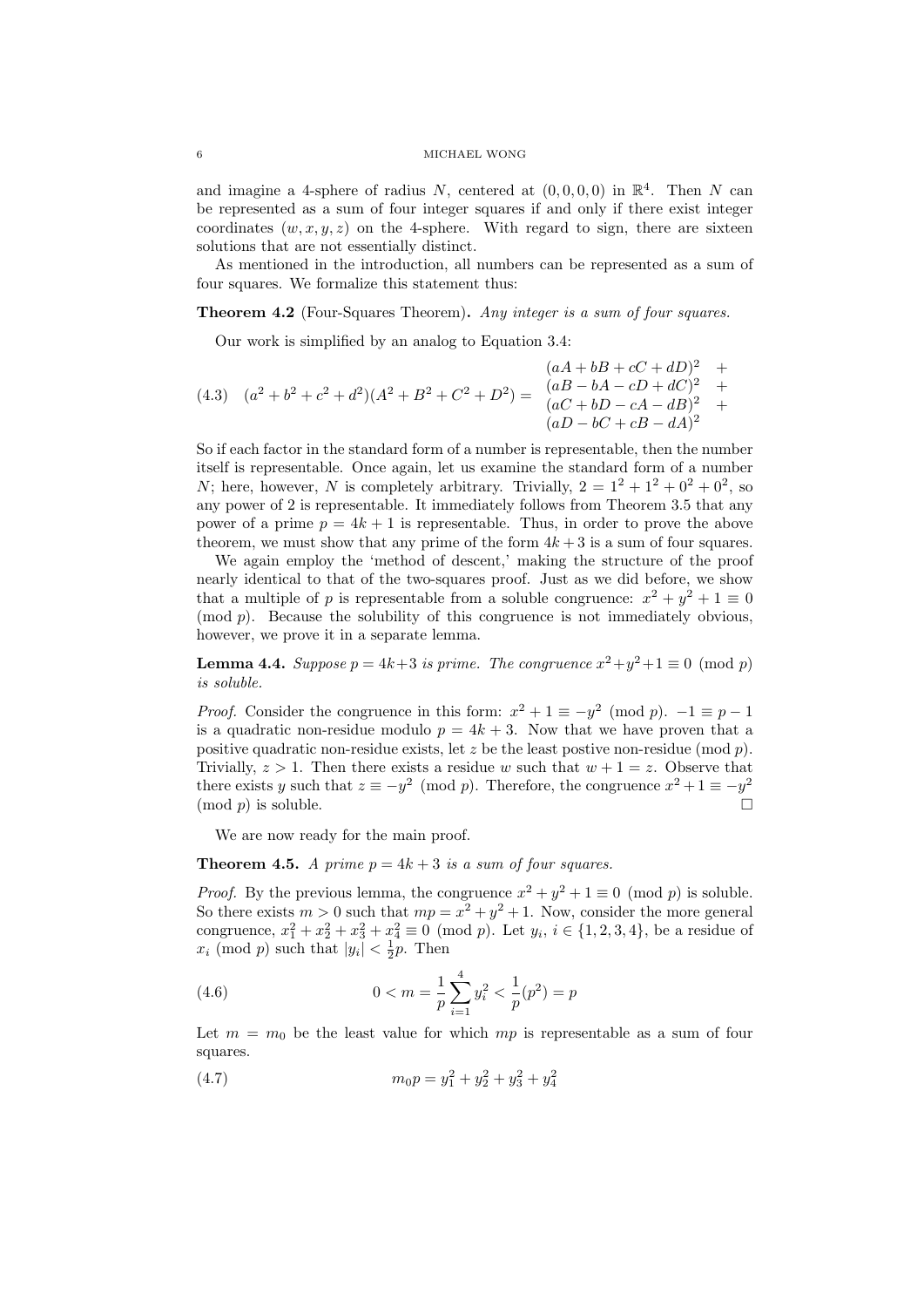and imagine a 4-sphere of radius $N$, centered at $(0, 0, 0, 0)$ in $\mathbb{R}^4$. Then $N$ can be represented as a sum of four integer squares if and only if there exist integer coordinates $(w, x, y, z)$ on the 4-sphere. With regard to sign, there are sixteen solutions that are not essentially distinct.

As mentioned in the introduction, all numbers can be represented as a sum of four squares. We formalize this statement thus:

**Theorem 4.2** (Four-Squares Theorem)**.** *Any integer is a sum of four squares.*

Our work is simplified by an analog to Equation 3.4:

$$(a^2 + b^2 + c^2 + d^2)(A^2 + B^2 + C^2 + D^2) = \begin{matrix} (aA + bB + cC + dD)^2 & + \\ (aB - bA - cD + dC)^2 & + \\ (aC + bD - cA - dB)^2 & + \\ (aD - bC + cB - dA)^2 & \end{matrix} \tag{4.3}$$

So if each factor in the standard form of a number is representable, then the number itself is representable. Once again, let us examine the standard form of a number $N$; here, however, $N$ is completely arbitrary. Trivially, $2 = 1^2 + 1^2 + 0^2 + 0^2$, so any power of 2 is representable. It immediately follows from Theorem 3.5 that any power of a prime $p = 4k + 1$ is representable. Thus, in order to prove the above theorem, we must show that any prime of the form $4k + 3$ is a sum of four squares.

We again employ the 'method of descent,' making the structure of the proof nearly identical to that of the two-squares proof. Just as we did before, we show that a multiple of $p$ is representable from a soluble congruence: $x^2 + y^2 + 1 \equiv 0 \pmod{p}$. Because the solubility of this congruence is not immediately obvious, however, we prove it in a separate lemma.

**Lemma 4.4.** *Suppose $p = 4k+3$ is prime. The congruence $x^2+y^2+1 \equiv 0 \pmod{p}$ is soluble.*

*Proof.* Consider the congruence in this form: $x^2 + 1 \equiv -y^2 \pmod{p}$. $-1 \equiv p - 1$ is a quadratic non-residue modulo $p = 4k + 3$. Now that we have proven that a positive quadratic non-residue exists, let $z$ be the least postive non-residue $\pmod{p}$. Trivially, $z > 1$. Then there exists a residue $w$ such that $w + 1 = z$. Observe that there exists $y$ such that $z \equiv -y^2 \pmod{p}$. Therefore, the congruence $x^2 + 1 \equiv -y^2 \pmod{p}$ is soluble. □

We are now ready for the main proof.

**Theorem 4.5.** *A prime $p = 4k + 3$ is a sum of four squares.*

*Proof.* By the previous lemma, the congruence $x^2 + y^2 + 1 \equiv 0 \pmod{p}$ is soluble. So there exists $m > 0$ such that $mp = x^2 + y^2 + 1$. Now, consider the more general congruence, $x_1^2 + x_2^2 + x_3^2 + x_4^2 \equiv 0 \pmod{p}$. Let $y_i$, $i \in \{1, 2, 3, 4\}$, be a residue of $x_i \pmod{p}$ such that $|y_i| < \frac{1}{2}p$. Then

$$0 < m = \frac{1}{p}\sum_{i=1}^{4} y_i^2 < \frac{1}{p}(p^2) = p \tag{4.6}$$

Let $m = m_0$ be the least value for which $mp$ is representable as a sum of four squares.

$$m_0 p = y_1^2 + y_2^2 + y_3^2 + y_4^2 \tag{4.7}$$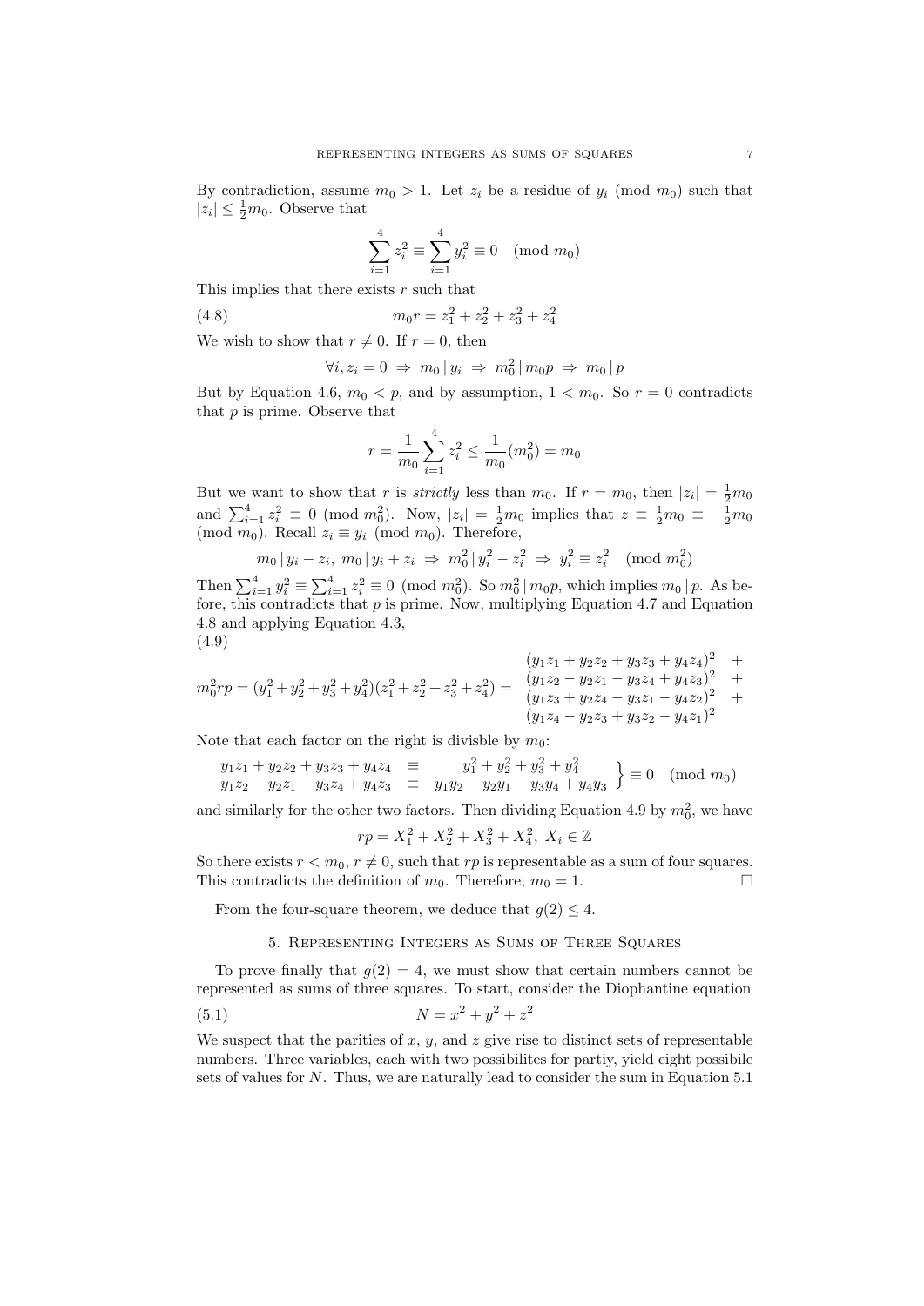By contradiction, assume $m_0 > 1$. Let $z_i$ be a residue of $y_i \pmod{m_0}$ such that $|z_i| \leq \frac{1}{2}m_0$. Observe that

$$\sum_{i=1}^{4} z_i^2 \equiv \sum_{i=1}^{4} y_i^2 \equiv 0 \pmod{m_0}$$

This implies that there exists $r$ such that

$$m_0 r = z_1^2 + z_2^2 + z_3^2 + z_4^2 \tag{4.8}$$

We wish to show that $r \neq 0$. If $r = 0$, then

$$\forall i, z_i = 0 \Rightarrow m_0 \,|\, y_i \Rightarrow m_0^2 \,|\, m_0 p \Rightarrow m_0 \,|\, p$$

But by Equation 4.6, $m_0 < p$, and by assumption, $1 < m_0$. So $r = 0$ contradicts that $p$ is prime. Observe that

$$r = \frac{1}{m_0} \sum_{i=1}^{4} z_i^2 \leq \frac{1}{m_0}(m_0^2) = m_0$$

But we want to show that $r$ is *strictly* less than $m_0$. If $r = m_0$, then $|z_i| = \frac{1}{2}m_0$ and $\sum_{i=1}^{4} z_i^2 \equiv 0 \pmod{m_0^2}$. Now, $|z_i| = \frac{1}{2}m_0$ implies that $z \equiv \frac{1}{2}m_0 \equiv -\frac{1}{2}m_0 \pmod{m_0}$. Recall $z_i \equiv y_i \pmod{m_0}$. Therefore,

$$m_0 \,|\, y_i - z_i,\ m_0 \,|\, y_i + z_i \Rightarrow m_0^2 \,|\, y_i^2 - z_i^2 \Rightarrow y_i^2 \equiv z_i^2 \pmod{m_0^2}$$

Then $\sum_{i=1}^{4} y_i^2 \equiv \sum_{i=1}^{4} z_i^2 \equiv 0 \pmod{m_0^2}$. So $m_0^2 \,|\, m_0 p$, which implies $m_0 \,|\, p$. As before, this contradicts that $p$ is prime. Now, multiplying Equation 4.7 and Equation 4.8 and applying Equation 4.3,

(4.9)

$$m_0^2 r p = (y_1^2 + y_2^2 + y_3^2 + y_4^2)(z_1^2 + z_2^2 + z_3^2 + z_4^2) = \begin{array}{l} (y_1 z_1 + y_2 z_2 + y_3 z_3 + y_4 z_4)^2 \quad + \\ (y_1 z_2 - y_2 z_1 - y_3 z_4 + y_4 z_3)^2 \quad + \\ (y_1 z_3 + y_2 z_4 - y_3 z_1 - y_4 z_2)^2 \quad + \\ (y_1 z_4 - y_2 z_3 + y_3 z_2 - y_4 z_1)^2 \end{array}$$

Note that each factor on the right is divisble by $m_0$:

$$\left. \begin{array}{lcl} y_1 z_1 + y_2 z_2 + y_3 z_3 + y_4 z_4 & \equiv & y_1^2 + y_2^2 + y_3^2 + y_4^2 \\ y_1 z_2 - y_2 z_1 - y_3 z_4 + y_4 z_3 & \equiv & y_1 y_2 - y_2 y_1 - y_3 y_4 + y_4 y_3 \end{array} \right\} \equiv 0 \pmod{m_0}$$

and similarly for the other two factors. Then dividing Equation 4.9 by $m_0^2$, we have

$$rp = X_1^2 + X_2^2 + X_3^2 + X_4^2,\ X_i \in \mathbb{Z}$$

So there exists $r < m_0$, $r \neq 0$, such that $rp$ is representable as a sum of four squares. This contradicts the definition of $m_0$. Therefore, $m_0 = 1$. □

From the four-square theorem, we deduce that $g(2) \leq 4$.

## 5. Representing Integers as Sums of Three Squares

To prove finally that $g(2) = 4$, we must show that certain numbers cannot be represented as sums of three squares. To start, consider the Diophantine equation

$$N = x^2 + y^2 + z^2 \tag{5.1}$$

We suspect that the parities of $x$, $y$, and $z$ give rise to distinct sets of representable numbers. Three variables, each with two possibilites for partiy, yield eight possibile sets of values for $N$. Thus, we are naturally lead to consider the sum in Equation 5.1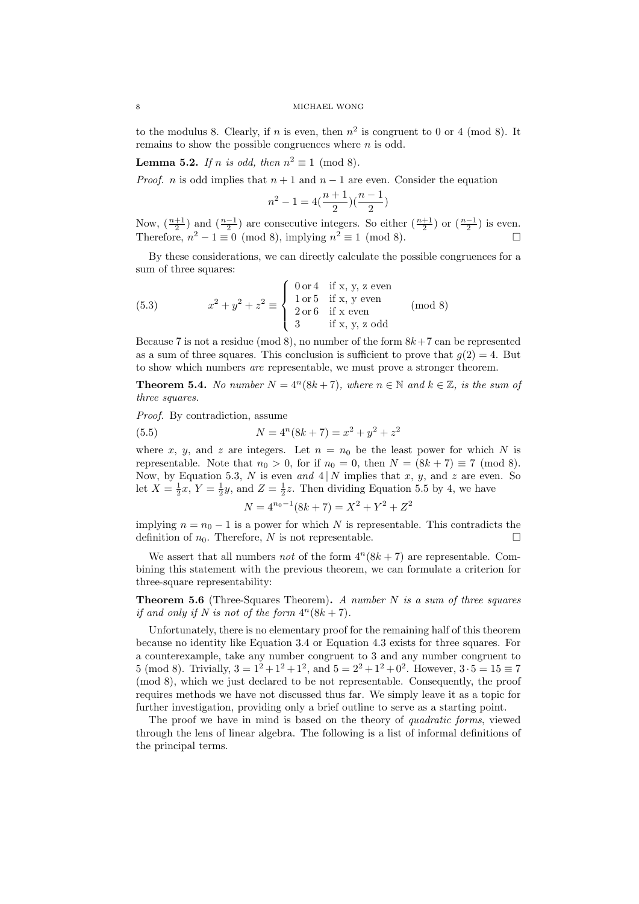to the modulus 8. Clearly, if $n$ is even, then $n^2$ is congruent to 0 or 4 (mod 8). It remains to show the possible congruences where $n$ is odd.

**Lemma 5.2.** *If $n$ is odd, then $n^2 \equiv 1 \pmod 8$.*

*Proof.* $n$ is odd implies that $n+1$ and $n-1$ are even. Consider the equation

$$n^2 - 1 = 4\left(\frac{n+1}{2}\right)\left(\frac{n-1}{2}\right)$$

Now, $(\frac{n+1}{2})$ and $(\frac{n-1}{2})$ are consecutive integers. So either $(\frac{n+1}{2})$ or $(\frac{n-1}{2})$ is even. Therefore, $n^2 - 1 \equiv 0 \pmod 8$, implying $n^2 \equiv 1 \pmod 8$. □

By these considerations, we can directly calculate the possible congruences for a sum of three squares:

$$x^2 + y^2 + z^2 \equiv \begin{cases} 0 \text{ or } 4 & \text{if x, y, z even} \\ 1 \text{ or } 5 & \text{if x, y even} \\ 2 \text{ or } 6 & \text{if x even} \\ 3 & \text{if x, y, z odd} \end{cases} \pmod 8 \tag{5.3}$$

Because 7 is not a residue (mod 8), no number of the form $8k+7$ can be represented as a sum of three squares. This conclusion is sufficient to prove that $g(2) = 4$. But to show which numbers *are* representable, we must prove a stronger theorem.

**Theorem 5.4.** *No number $N = 4^n(8k+7)$, where $n \in \mathbb{N}$ and $k \in \mathbb{Z}$, is the sum of three squares.*

*Proof.* By contradiction, assume

$$N = 4^n(8k+7) = x^2 + y^2 + z^2 \tag{5.5}$$

where $x$, $y$, and $z$ are integers. Let $n = n_0$ be the least power for which $N$ is representable. Note that $n_0 > 0$, for if $n_0 = 0$, then $N = (8k+7) \equiv 7 \pmod 8$. Now, by Equation 5.3, $N$ is even *and* $4 \mid N$ implies that $x$, $y$, and $z$ are even. So let $X = \frac{1}{2}x$, $Y = \frac{1}{2}y$, and $Z = \frac{1}{2}z$. Then dividing Equation 5.5 by 4, we have

$$N = 4^{n_0 - 1}(8k+7) = X^2 + Y^2 + Z^2$$

implying $n = n_0 - 1$ is a power for which $N$ is representable. This contradicts the definition of $n_0$. Therefore, $N$ is not representable. □

We assert that all numbers *not* of the form $4^n(8k+7)$ are representable. Combining this statement with the previous theorem, we can formulate a criterion for three-square representability:

**Theorem 5.6** (Three-Squares Theorem)**.** *A number $N$ is a sum of three squares if and only if $N$ is not of the form $4^n(8k+7)$.*

Unfortunately, there is no elementary proof for the remaining half of this theorem because no identity like Equation 3.4 or Equation 4.3 exists for three squares. For a counterexample, take any number congruent to 3 and any number congruent to 5 (mod 8). Trivially, $3 = 1^2 + 1^2 + 1^2$, and $5 = 2^2 + 1^2 + 0^2$. However, $3 \cdot 5 = 15 \equiv 7 \pmod 8$, which we just declared to be not representable. Consequently, the proof requires methods we have not discussed thus far. We simply leave it as a topic for further investigation, providing only a brief outline to serve as a starting point.

The proof we have in mind is based on the theory of *quadratic forms*, viewed through the lens of linear algebra. The following is a list of informal definitions of the principal terms.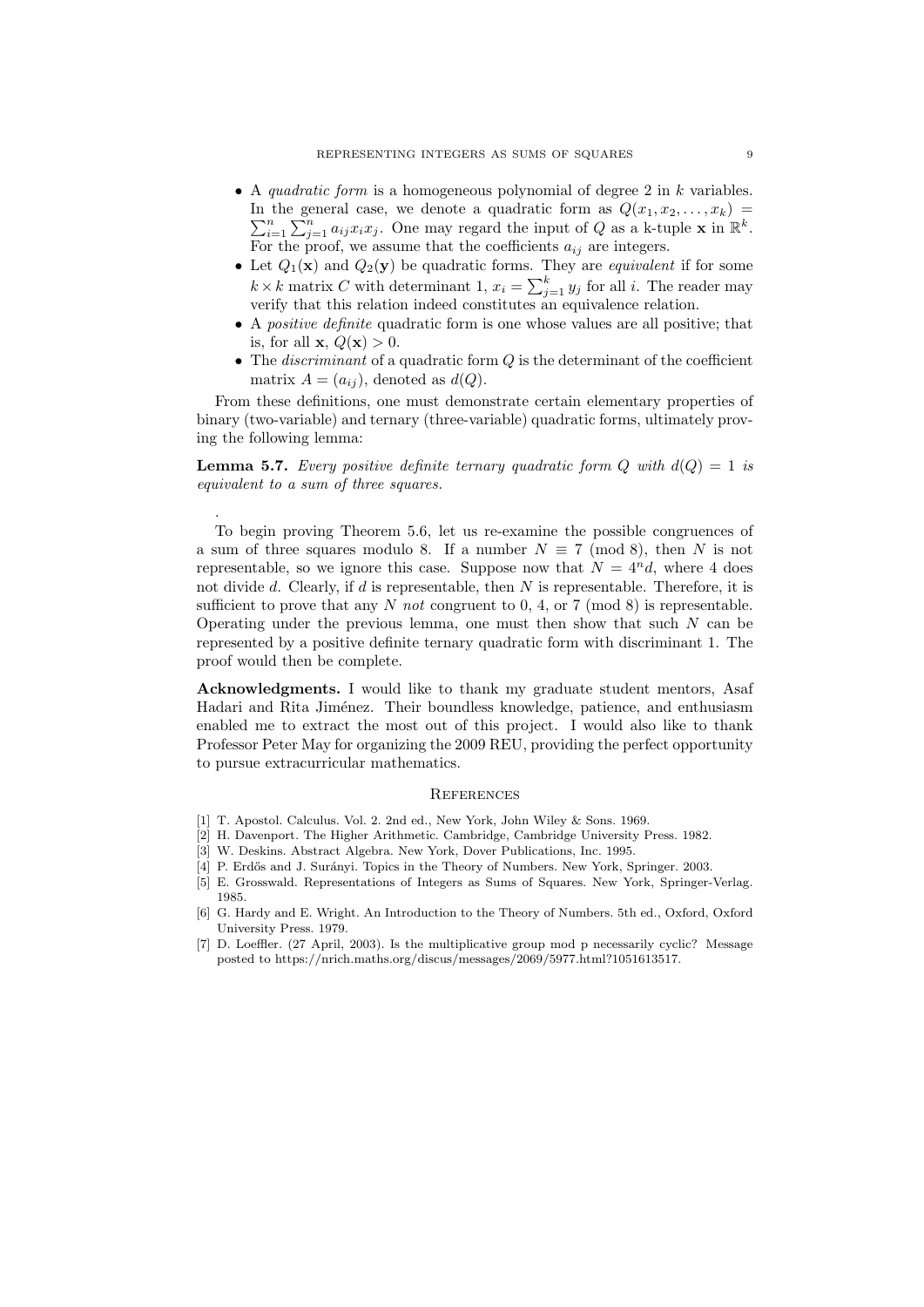- A *quadratic form* is a homogeneous polynomial of degree 2 in $k$ variables. In the general case, we denote a quadratic form as $Q(x_1, x_2, \ldots, x_k) = \sum_{i=1}^{n} \sum_{j=1}^{n} a_{ij} x_i x_j$. One may regard the input of $Q$ as a k-tuple $\mathbf{x}$ in $\mathbb{R}^k$. For the proof, we assume that the coefficients $a_{ij}$ are integers.
- Let $Q_1(\mathbf{x})$ and $Q_2(\mathbf{y})$ be quadratic forms. They are *equivalent* if for some $k \times k$ matrix $C$ with determinant 1, $x_i = \sum_{j=1}^{k} y_j$ for all $i$. The reader may verify that this relation indeed constitutes an equivalence relation.
- A *positive definite* quadratic form is one whose values are all positive; that is, for all $\mathbf{x}$, $Q(\mathbf{x}) > 0$.
- The *discriminant* of a quadratic form $Q$ is the determinant of the coefficient matrix $A = (a_{ij})$, denoted as $d(Q)$.

From these definitions, one must demonstrate certain elementary properties of binary (two-variable) and ternary (three-variable) quadratic forms, ultimately proving the following lemma:

**Lemma 5.7.** *Every positive definite ternary quadratic form $Q$ with $d(Q) = 1$ is equivalent to a sum of three squares.*

.

To begin proving Theorem 5.6, let us re-examine the possible congruences of a sum of three squares modulo 8. If a number $N \equiv 7 \pmod 8$, then $N$ is not representable, so we ignore this case. Suppose now that $N = 4^n d$, where 4 does not divide $d$. Clearly, if $d$ is representable, then $N$ is representable. Therefore, it is sufficient to prove that any $N$ *not* congruent to 0, 4, or 7 (mod 8) is representable. Operating under the previous lemma, one must then show that such $N$ can be represented by a positive definite ternary quadratic form with discriminant 1. The proof would then be complete.

**Acknowledgments.** I would like to thank my graduate student mentors, Asaf Hadari and Rita Jiménez. Their boundless knowledge, patience, and enthusiasm enabled me to extract the most out of this project. I would also like to thank Professor Peter May for organizing the 2009 REU, providing the perfect opportunity to pursue extracurricular mathematics.

## References

[1] T. Apostol. Calculus. Vol. 2. 2nd ed., New York, John Wiley & Sons. 1969.
[2] H. Davenport. The Higher Arithmetic. Cambridge, Cambridge University Press. 1982.
[3] W. Deskins. Abstract Algebra. New York, Dover Publications, Inc. 1995.
[4] P. Erdős and J. Surányi. Topics in the Theory of Numbers. New York, Springer. 2003.
[5] E. Grosswald. Representations of Integers as Sums of Squares. New York, Springer-Verlag. 1985.
[6] G. Hardy and E. Wright. An Introduction to the Theory of Numbers. 5th ed., Oxford, Oxford University Press. 1979.
[7] D. Loeffler. (27 April, 2003). Is the multiplicative group mod p necessarily cyclic? Message posted to https://nrich.maths.org/discus/messages/2069/5977.html?1051613517.